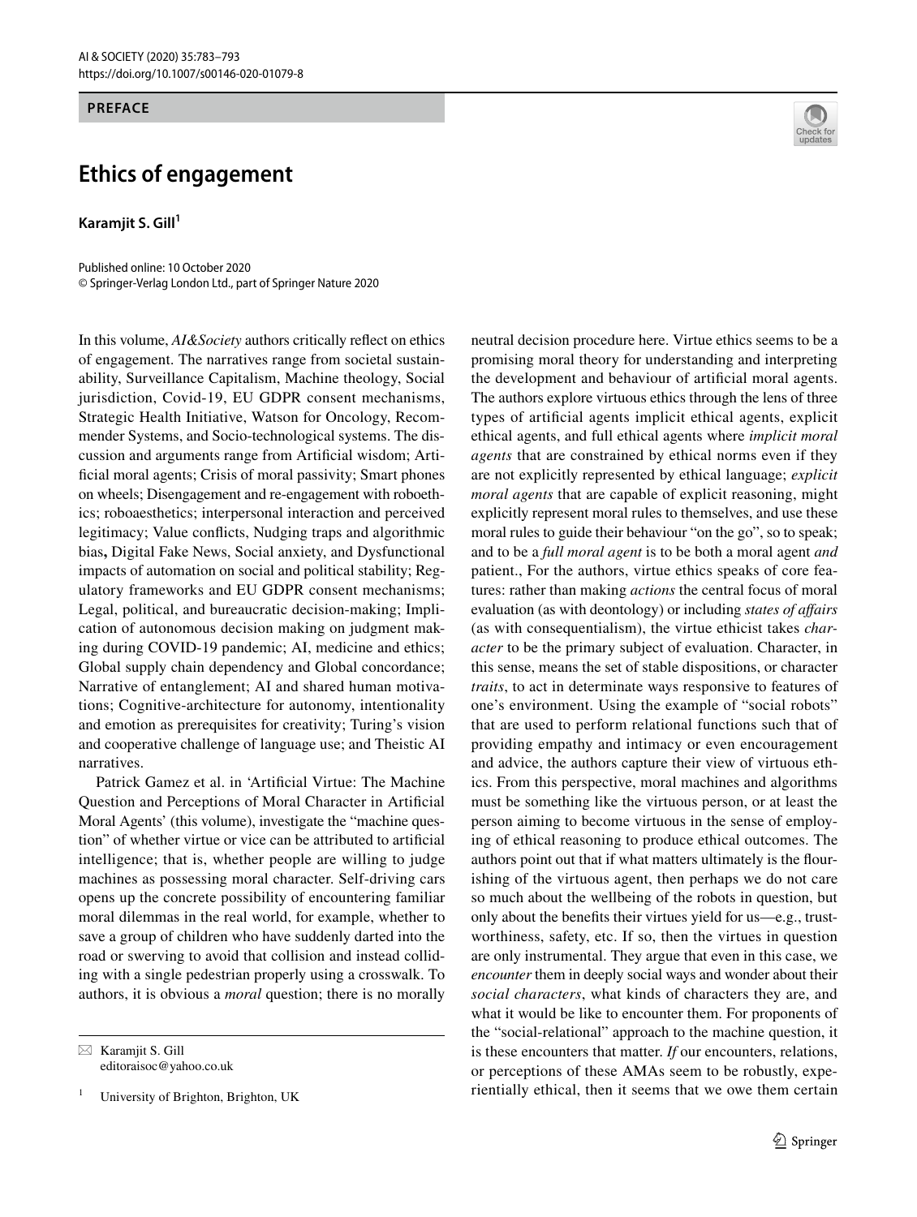PREFACE

# Ethics of engagement

**Karamjit S. Gill**[1]

Published online: 10 October 2020
© Springer-Verlag London Ltd., part of Springer Nature 2020

In this volume, *AI&Society* authors critically reflect on ethics of engagement. The narratives range from societal sustainability, Surveillance Capitalism, Machine theology, Social jurisdiction, Covid-19, EU GDPR consent mechanisms, Strategic Health Initiative, Watson for Oncology, Recommender Systems, and Socio-technological systems. The discussion and arguments range from Artificial wisdom; Artificial moral agents; Crisis of moral passivity; Smart phones on wheels; Disengagement and re-engagement with roboethics; roboaesthetics; interpersonal interaction and perceived legitimacy; Value conflicts, Nudging traps and algorithmic bias**,** Digital Fake News, Social anxiety, and Dysfunctional impacts of automation on social and political stability; Regulatory frameworks and EU GDPR consent mechanisms; Legal, political, and bureaucratic decision-making; Implication of autonomous decision making on judgment making during COVID-19 pandemic; AI, medicine and ethics; Global supply chain dependency and Global concordance; Narrative of entanglement; AI and shared human motivations; Cognitive-architecture for autonomy, intentionality and emotion as prerequisites for creativity; Turing's vision and cooperative challenge of language use; and Theistic AI narratives.

Patrick Gamez et al. in 'Artificial Virtue: The Machine Question and Perceptions of Moral Character in Artificial Moral Agents' (this volume), investigate the "machine question" of whether virtue or vice can be attributed to artificial intelligence; that is, whether people are willing to judge machines as possessing moral character. Self-driving cars opens up the concrete possibility of encountering familiar moral dilemmas in the real world, for example, whether to save a group of children who have suddenly darted into the road or swerving to avoid that collision and instead colliding with a single pedestrian properly using a crosswalk. To authors, it is obvious a *moral* question; there is no morally neutral decision procedure here. Virtue ethics seems to be a promising moral theory for understanding and interpreting the development and behaviour of artificial moral agents. The authors explore virtuous ethics through the lens of three types of artificial agents implicit ethical agents, explicit ethical agents, and full ethical agents where *implicit moral agents* that are constrained by ethical norms even if they are not explicitly represented by ethical language; *explicit moral agents* that are capable of explicit reasoning, might explicitly represent moral rules to themselves, and use these moral rules to guide their behaviour "on the go", so to speak; and to be a *full moral agent* is to be both a moral agent *and* patient., For the authors, virtue ethics speaks of core features: rather than making *actions* the central focus of moral evaluation (as with deontology) or including *states of affairs* (as with consequentialism), the virtue ethicist takes *character* to be the primary subject of evaluation. Character, in this sense, means the set of stable dispositions, or character *traits*, to act in determinate ways responsive to features of one's environment. Using the example of "social robots" that are used to perform relational functions such that of providing empathy and intimacy or even encouragement and advice, the authors capture their view of virtuous ethics. From this perspective, moral machines and algorithms must be something like the virtuous person, or at least the person aiming to become virtuous in the sense of employing of ethical reasoning to produce ethical outcomes. The authors point out that if what matters ultimately is the flourishing of the virtuous agent, then perhaps we do not care so much about the wellbeing of the robots in question, but only about the benefits their virtues yield for us—e.g., trustworthiness, safety, etc. If so, then the virtues in question are only instrumental. They argue that even in this case, we *encounter* them in deeply social ways and wonder about their *social characters*, what kinds of characters they are, and what it would be like to encounter them. For proponents of the "social-relational" approach to the machine question, it is these encounters that matter. *If* our encounters, relations, or perceptions of these AMAs seem to be robustly, experientially ethical, then it seems that we owe them certain

✉ Karamjit S. Gill
editoraisoc@yahoo.co.uk

[1] University of Brighton, Brighton, UK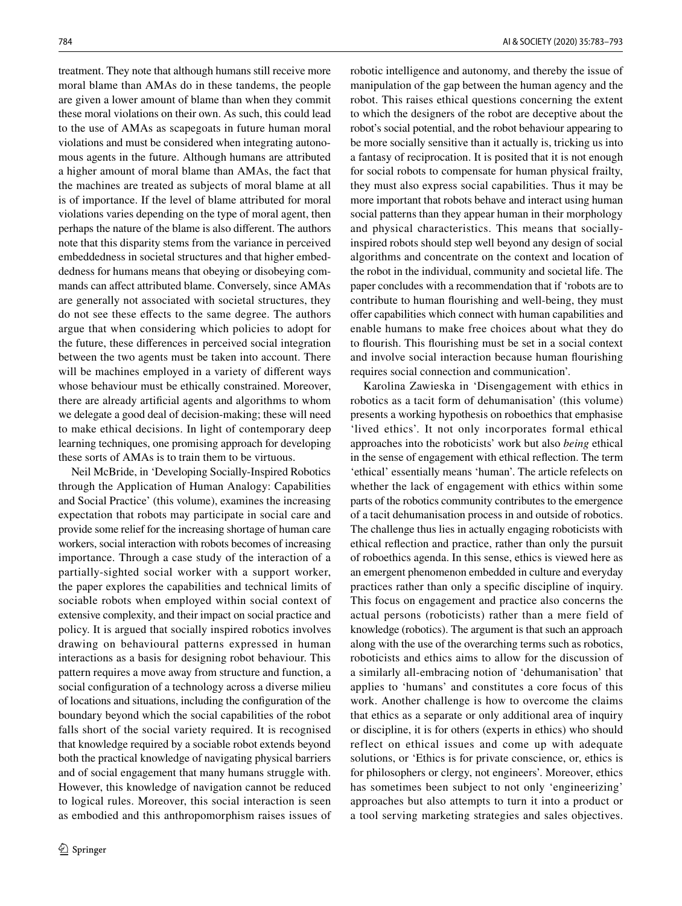treatment. They note that although humans still receive more moral blame than AMAs do in these tandems, the people are given a lower amount of blame than when they commit these moral violations on their own. As such, this could lead to the use of AMAs as scapegoats in future human moral violations and must be considered when integrating autonomous agents in the future. Although humans are attributed a higher amount of moral blame than AMAs, the fact that the machines are treated as subjects of moral blame at all is of importance. If the level of blame attributed for moral violations varies depending on the type of moral agent, then perhaps the nature of the blame is also different. The authors note that this disparity stems from the variance in perceived embeddedness in societal structures and that higher embeddedness for humans means that obeying or disobeying commands can affect attributed blame. Conversely, since AMAs are generally not associated with societal structures, they do not see these effects to the same degree. The authors argue that when considering which policies to adopt for the future, these differences in perceived social integration between the two agents must be taken into account. There will be machines employed in a variety of different ways whose behaviour must be ethically constrained. Moreover, there are already artificial agents and algorithms to whom we delegate a good deal of decision-making; these will need to make ethical decisions. In light of contemporary deep learning techniques, one promising approach for developing these sorts of AMAs is to train them to be virtuous.

Neil McBride, in 'Developing Socially-Inspired Robotics through the Application of Human Analogy: Capabilities and Social Practice' (this volume), examines the increasing expectation that robots may participate in social care and provide some relief for the increasing shortage of human care workers, social interaction with robots becomes of increasing importance. Through a case study of the interaction of a partially-sighted social worker with a support worker, the paper explores the capabilities and technical limits of sociable robots when employed within social context of extensive complexity, and their impact on social practice and policy. It is argued that socially inspired robotics involves drawing on behavioural patterns expressed in human interactions as a basis for designing robot behaviour. This pattern requires a move away from structure and function, a social configuration of a technology across a diverse milieu of locations and situations, including the configuration of the boundary beyond which the social capabilities of the robot falls short of the social variety required. It is recognised that knowledge required by a sociable robot extends beyond both the practical knowledge of navigating physical barriers and of social engagement that many humans struggle with. However, this knowledge of navigation cannot be reduced to logical rules. Moreover, this social interaction is seen as embodied and this anthropomorphism raises issues of robotic intelligence and autonomy, and thereby the issue of manipulation of the gap between the human agency and the robot. This raises ethical questions concerning the extent to which the designers of the robot are deceptive about the robot's social potential, and the robot behaviour appearing to be more socially sensitive than it actually is, tricking us into a fantasy of reciprocation. It is posited that it is not enough for social robots to compensate for human physical frailty, they must also express social capabilities. Thus it may be more important that robots behave and interact using human social patterns than they appear human in their morphology and physical characteristics. This means that socially-inspired robots should step well beyond any design of social algorithms and concentrate on the context and location of the robot in the individual, community and societal life. The paper concludes with a recommendation that if 'robots are to contribute to human flourishing and well-being, they must offer capabilities which connect with human capabilities and enable humans to make free choices about what they do to flourish. This flourishing must be set in a social context and involve social interaction because human flourishing requires social connection and communication'.

Karolina Zawieska in 'Disengagement with ethics in robotics as a tacit form of dehumanisation' (this volume) presents a working hypothesis on roboethics that emphasise 'lived ethics'. It not only incorporates formal ethical approaches into the roboticists' work but also *being* ethical in the sense of engagement with ethical reflection. The term 'ethical' essentially means 'human'. The article refelects on whether the lack of engagement with ethics within some parts of the robotics community contributes to the emergence of a tacit dehumanisation process in and outside of robotics. The challenge thus lies in actually engaging roboticists with ethical reflection and practice, rather than only the pursuit of roboethics agenda. In this sense, ethics is viewed here as an emergent phenomenon embedded in culture and everyday practices rather than only a specific discipline of inquiry. This focus on engagement and practice also concerns the actual persons (roboticists) rather than a mere field of knowledge (robotics). The argument is that such an approach along with the use of the overarching terms such as robotics, roboticists and ethics aims to allow for the discussion of a similarly all-embracing notion of 'dehumanisation' that applies to 'humans' and constitutes a core focus of this work. Another challenge is how to overcome the claims that ethics as a separate or only additional area of inquiry or discipline, it is for others (experts in ethics) who should reflect on ethical issues and come up with adequate solutions, or 'Ethics is for private conscience, or, ethics is for philosophers or clergy, not engineers'. Moreover, ethics has sometimes been subject to not only 'engineerizing' approaches but also attempts to turn it into a product or a tool serving marketing strategies and sales objectives.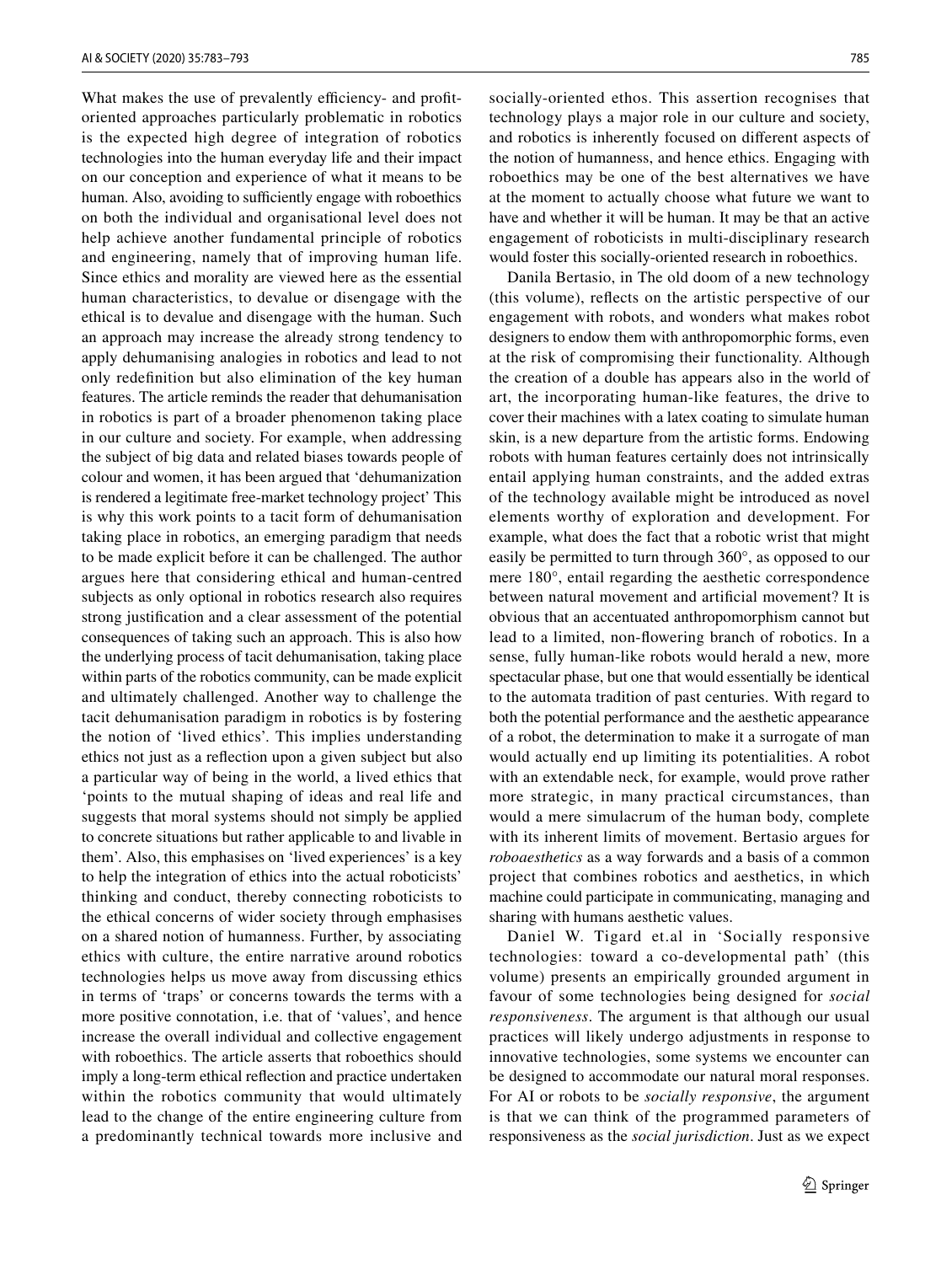What makes the use of prevalently efficiency- and profit-oriented approaches particularly problematic in robotics is the expected high degree of integration of robotics technologies into the human everyday life and their impact on our conception and experience of what it means to be human. Also, avoiding to sufficiently engage with roboethics on both the individual and organisational level does not help achieve another fundamental principle of robotics and engineering, namely that of improving human life. Since ethics and morality are viewed here as the essential human characteristics, to devalue or disengage with the ethical is to devalue and disengage with the human. Such an approach may increase the already strong tendency to apply dehumanising analogies in robotics and lead to not only redefinition but also elimination of the key human features. The article reminds the reader that dehumanisation in robotics is part of a broader phenomenon taking place in our culture and society. For example, when addressing the subject of big data and related biases towards people of colour and women, it has been argued that 'dehumanization is rendered a legitimate free-market technology project' This is why this work points to a tacit form of dehumanisation taking place in robotics, an emerging paradigm that needs to be made explicit before it can be challenged. The author argues here that considering ethical and human-centred subjects as only optional in robotics research also requires strong justification and a clear assessment of the potential consequences of taking such an approach. This is also how the underlying process of tacit dehumanisation, taking place within parts of the robotics community, can be made explicit and ultimately challenged. Another way to challenge the tacit dehumanisation paradigm in robotics is by fostering the notion of 'lived ethics'. This implies understanding ethics not just as a reflection upon a given subject but also a particular way of being in the world, a lived ethics that 'points to the mutual shaping of ideas and real life and suggests that moral systems should not simply be applied to concrete situations but rather applicable to and livable in them'. Also, this emphasises on 'lived experiences' is a key to help the integration of ethics into the actual roboticists' thinking and conduct, thereby connecting roboticists to the ethical concerns of wider society through emphasises on a shared notion of humanness. Further, by associating ethics with culture, the entire narrative around robotics technologies helps us move away from discussing ethics in terms of 'traps' or concerns towards the terms with a more positive connotation, i.e. that of 'values', and hence increase the overall individual and collective engagement with roboethics. The article asserts that roboethics should imply a long-term ethical reflection and practice undertaken within the robotics community that would ultimately lead to the change of the entire engineering culture from a predominantly technical towards more inclusive and socially-oriented ethos. This assertion recognises that technology plays a major role in our culture and society, and robotics is inherently focused on different aspects of the notion of humanness, and hence ethics. Engaging with roboethics may be one of the best alternatives we have at the moment to actually choose what future we want to have and whether it will be human. It may be that an active engagement of roboticists in multi-disciplinary research would foster this socially-oriented research in roboethics.

Danila Bertasio, in The old doom of a new technology (this volume), reflects on the artistic perspective of our engagement with robots, and wonders what makes robot designers to endow them with anthropomorphic forms, even at the risk of compromising their functionality. Although the creation of a double has appears also in the world of art, the incorporating human-like features, the drive to cover their machines with a latex coating to simulate human skin, is a new departure from the artistic forms. Endowing robots with human features certainly does not intrinsically entail applying human constraints, and the added extras of the technology available might be introduced as novel elements worthy of exploration and development. For example, what does the fact that a robotic wrist that might easily be permitted to turn through 360°, as opposed to our mere 180°, entail regarding the aesthetic correspondence between natural movement and artificial movement? It is obvious that an accentuated anthropomorphism cannot but lead to a limited, non-flowering branch of robotics. In a sense, fully human-like robots would herald a new, more spectacular phase, but one that would essentially be identical to the automata tradition of past centuries. With regard to both the potential performance and the aesthetic appearance of a robot, the determination to make it a surrogate of man would actually end up limiting its potentialities. A robot with an extendable neck, for example, would prove rather more strategic, in many practical circumstances, than would a mere simulacrum of the human body, complete with its inherent limits of movement. Bertasio argues for *roboaesthetics* as a way forwards and a basis of a common project that combines robotics and aesthetics, in which machine could participate in communicating, managing and sharing with humans aesthetic values.

Daniel W. Tigard et.al in 'Socially responsive technologies: toward a co-developmental path' (this volume) presents an empirically grounded argument in favour of some technologies being designed for *social responsiveness*. The argument is that although our usual practices will likely undergo adjustments in response to innovative technologies, some systems we encounter can be designed to accommodate our natural moral responses. For AI or robots to be *socially responsive*, the argument is that we can think of the programmed parameters of responsiveness as the *social jurisdiction*. Just as we expect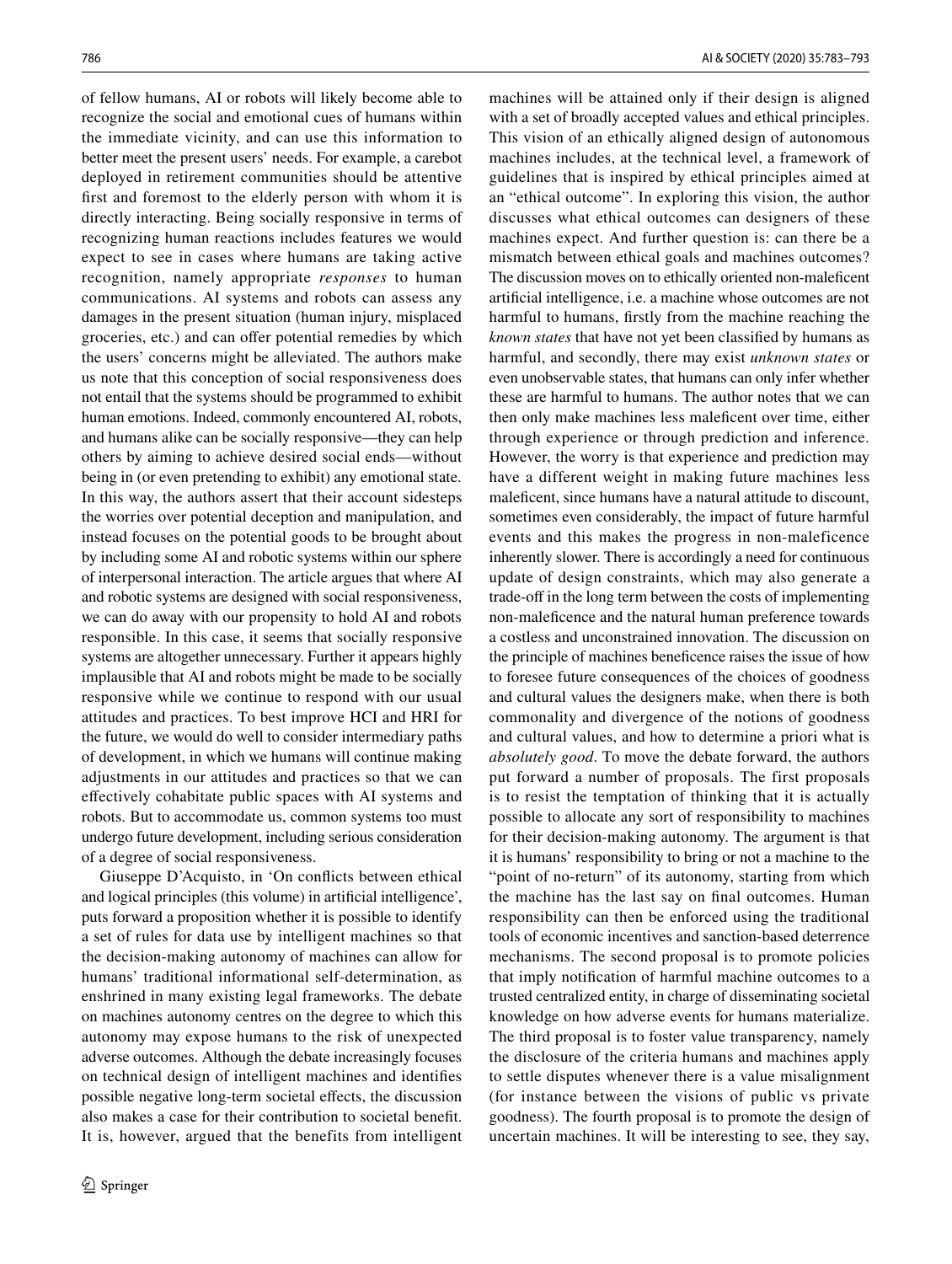of fellow humans, AI or robots will likely become able to recognize the social and emotional cues of humans within the immediate vicinity, and can use this information to better meet the present users' needs. For example, a carebot deployed in retirement communities should be attentive first and foremost to the elderly person with whom it is directly interacting. Being socially responsive in terms of recognizing human reactions includes features we would expect to see in cases where humans are taking active recognition, namely appropriate *responses* to human communications. AI systems and robots can assess any damages in the present situation (human injury, misplaced groceries, etc.) and can offer potential remedies by which the users' concerns might be alleviated. The authors make us note that this conception of social responsiveness does not entail that the systems should be programmed to exhibit human emotions. Indeed, commonly encountered AI, robots, and humans alike can be socially responsive—they can help others by aiming to achieve desired social ends—without being in (or even pretending to exhibit) any emotional state. In this way, the authors assert that their account sidesteps the worries over potential deception and manipulation, and instead focuses on the potential goods to be brought about by including some AI and robotic systems within our sphere of interpersonal interaction. The article argues that where AI and robotic systems are designed with social responsiveness, we can do away with our propensity to hold AI and robots responsible. In this case, it seems that socially responsive systems are altogether unnecessary. Further it appears highly implausible that AI and robots might be made to be socially responsive while we continue to respond with our usual attitudes and practices. To best improve HCI and HRI for the future, we would do well to consider intermediary paths of development, in which we humans will continue making adjustments in our attitudes and practices so that we can effectively cohabitate public spaces with AI systems and robots. But to accommodate us, common systems too must undergo future development, including serious consideration of a degree of social responsiveness.

Giuseppe D'Acquisto, in 'On conflicts between ethical and logical principles (this volume) in artificial intelligence', puts forward a proposition whether it is possible to identify a set of rules for data use by intelligent machines so that the decision-making autonomy of machines can allow for humans' traditional informational self-determination, as enshrined in many existing legal frameworks. The debate on machines autonomy centres on the degree to which this autonomy may expose humans to the risk of unexpected adverse outcomes. Although the debate increasingly focuses on technical design of intelligent machines and identifies possible negative long-term societal effects, the discussion also makes a case for their contribution to societal benefit. It is, however, argued that the benefits from intelligent machines will be attained only if their design is aligned with a set of broadly accepted values and ethical principles. This vision of an ethically aligned design of autonomous machines includes, at the technical level, a framework of guidelines that is inspired by ethical principles aimed at an "ethical outcome". In exploring this vision, the author discusses what ethical outcomes can designers of these machines expect. And further question is: can there be a mismatch between ethical goals and machines outcomes? The discussion moves on to ethically oriented non-maleficent artificial intelligence, i.e. a machine whose outcomes are not harmful to humans, firstly from the machine reaching the *known states* that have not yet been classified by humans as harmful, and secondly, there may exist *unknown states* or even unobservable states, that humans can only infer whether these are harmful to humans. The author notes that we can then only make machines less maleficent over time, either through experience or through prediction and inference. However, the worry is that experience and prediction may have a different weight in making future machines less maleficent, since humans have a natural attitude to discount, sometimes even considerably, the impact of future harmful events and this makes the progress in non-maleficence inherently slower. There is accordingly a need for continuous update of design constraints, which may also generate a trade-off in the long term between the costs of implementing non-maleficence and the natural human preference towards a costless and unconstrained innovation. The discussion on the principle of machines beneficence raises the issue of how to foresee future consequences of the choices of goodness and cultural values the designers make, when there is both commonality and divergence of the notions of goodness and cultural values, and how to determine a priori what is *absolutely good*. To move the debate forward, the authors put forward a number of proposals. The first proposals is to resist the temptation of thinking that it is actually possible to allocate any sort of responsibility to machines for their decision-making autonomy. The argument is that it is humans' responsibility to bring or not a machine to the "point of no-return" of its autonomy, starting from which the machine has the last say on final outcomes. Human responsibility can then be enforced using the traditional tools of economic incentives and sanction-based deterrence mechanisms. The second proposal is to promote policies that imply notification of harmful machine outcomes to a trusted centralized entity, in charge of disseminating social knowledge on how adverse events for humans materialize. The third proposal is to foster value transparency, namely the disclosure of the criteria humans and machines apply to settle disputes whenever there is a value misalignment (for instance between the visions of public vs private goodness). The fourth proposal is to promote the design of uncertain machines. It will be interesting to see, they say,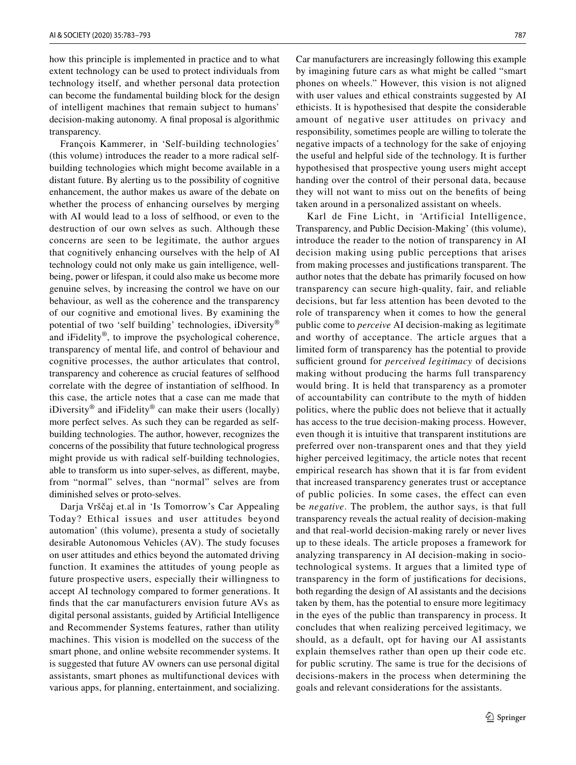how this principle is implemented in practice and to what extent technology can be used to protect individuals from technology itself, and whether personal data protection can become the fundamental building block for the design of intelligent machines that remain subject to humans' decision-making autonomy. A final proposal is algorithmic transparency.

François Kammerer, in 'Self-building technologies' (this volume) introduces the reader to a more radical self-building technologies which might become available in a distant future. By alerting us to the possibility of cognitive enhancement, the author makes us aware of the debate on whether the process of enhancing ourselves by merging with AI would lead to a loss of selfhood, or even to the destruction of our own selves as such. Although these concerns are seen to be legitimate, the author argues that cognitively enhancing ourselves with the help of AI technology could not only make us gain intelligence, well-being, power or lifespan, it could also make us become more genuine selves, by increasing the control we have on our behaviour, as well as the coherence and the transparency of our cognitive and emotional lives. By examining the potential of two 'self building' technologies, iDiversity® and iFidelity®, to improve the psychological coherence, transparency of mental life, and control of behaviour and cognitive processes, the author articulates that control, transparency and coherence as crucial features of selfhood correlate with the degree of instantiation of selfhood. In this case, the article notes that a case can me made that iDiversity® and iFidelity® can make their users (locally) more perfect selves. As such they can be regarded as self-building technologies. The author, however, recognizes the concerns of the possibility that future technological progress might provide us with radical self-building technologies, able to transform us into super-selves, as different, maybe, from "normal" selves, than "normal" selves are from diminished selves or proto-selves.

Darja Vrščaj et.al in 'Is Tomorrow's Car Appealing Today? Ethical issues and user attitudes beyond automation' (this volume), presenta a study of societally desirable Autonomous Vehicles (AV). The study focuses on user attitudes and ethics beyond the automated driving function. It examines the attitudes of young people as future prospective users, especially their willingness to accept AI technology compared to former generations. It finds that the car manufacturers envision future AVs as digital personal assistants, guided by Artificial Intelligence and Recommender Systems features, rather than utility machines. This vision is modelled on the success of the smart phone, and online website recommender systems. It is suggested that future AV owners can use personal digital assistants, smart phones as multifunctional devices with various apps, for planning, entertainment, and socializing. Car manufacturers are increasingly following this example by imagining future cars as what might be called "smart phones on wheels." However, this vision is not aligned with user values and ethical constraints suggested by AI ethicists. It is hypothesised that despite the considerable amount of negative user attitudes on privacy and responsibility, sometimes people are willing to tolerate the negative impacts of a technology for the sake of enjoying the useful and helpful side of the technology. It is further hypothesised that prospective young users might accept handing over the control of their personal data, because they will not want to miss out on the benefits of being taken around in a personalized assistant on wheels.

Karl de Fine Licht, in 'Artificial Intelligence, Transparency, and Public Decision-Making' (this volume), introduce the reader to the notion of transparency in AI decision making using public perceptions that arises from making processes and justifications transparent. The author notes that the debate has primarily focused on how transparency can secure high-quality, fair, and reliable decisions, but far less attention has been devoted to the role of transparency when it comes to how the general public come to *perceive* AI decision-making as legitimate and worthy of acceptance. The article argues that a limited form of transparency has the potential to provide sufficient ground for *perceived legitimacy* of decisions making without producing the harms full transparency would bring. It is held that transparency as a promoter of accountability can contribute to the myth of hidden politics, where the public does not believe that it actually has access to the true decision-making process. However, even though it is intuitive that transparent institutions are preferred over non-transparent ones and that they yield higher perceived legitimacy, the article notes that recent empirical research has shown that it is far from evident that increased transparency generates trust or acceptance of public policies. In some cases, the effect can even be *negative*. The problem, the author says, is that full transparency reveals the actual reality of decision-making and that real-world decision-making rarely or never lives up to these ideals. The article proposes a framework for analyzing transparency in AI decision-making in socio-technological systems. It argues that a limited type of transparency in the form of justifications for decisions, both regarding the design of AI assistants and the decisions taken by them, has the potential to ensure more legitimacy in the eyes of the public than transparency in process. It concludes that when realizing perceived legitimacy, we should, as a default, opt for having our AI assistants explain themselves rather than open up their code etc. for public scrutiny. The same is true for the decisions of decisions-makers in the process when determining the goals and relevant considerations for the assistants.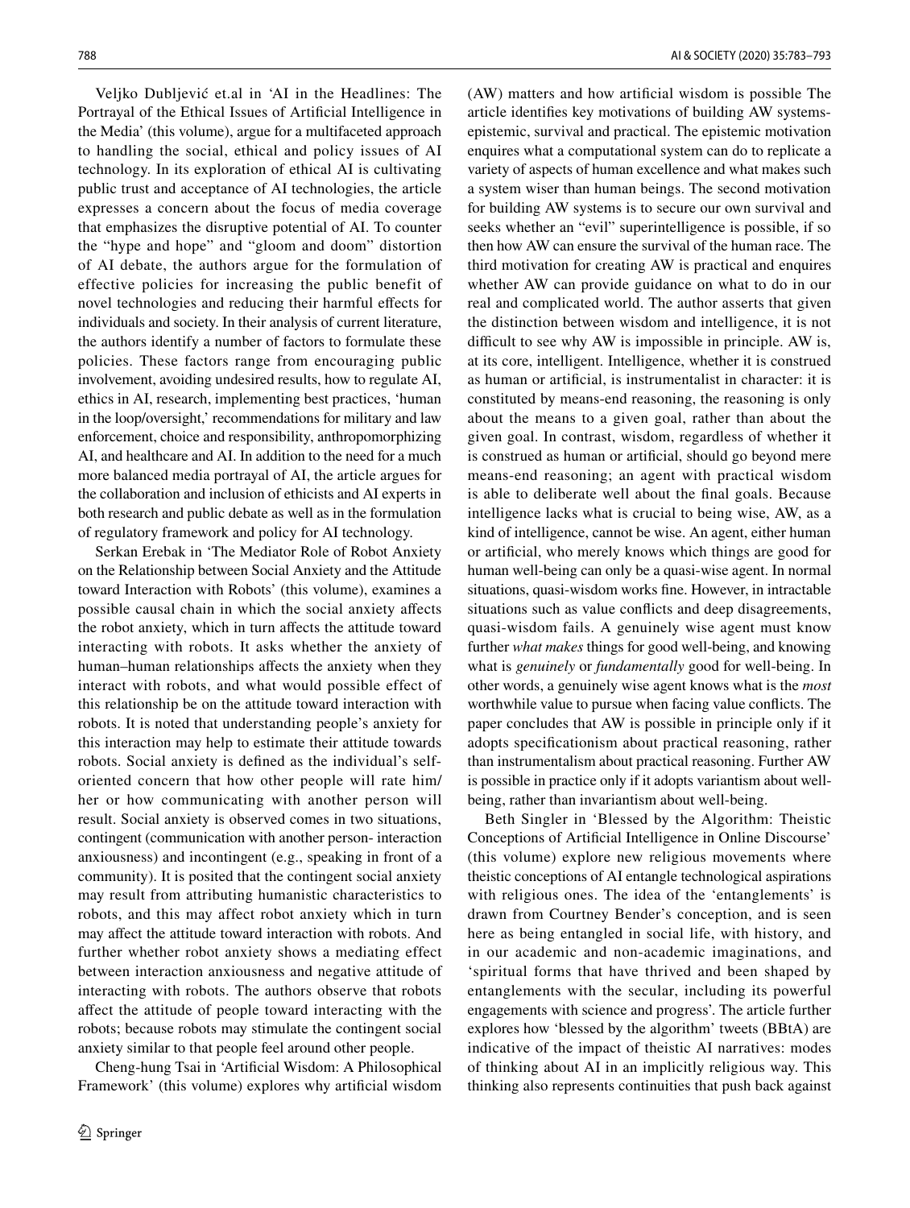Veljko Dubljević et.al in 'AI in the Headlines: The Portrayal of the Ethical Issues of Artificial Intelligence in the Media' (this volume), argue for a multifaceted approach to handling the social, ethical and policy issues of AI technology. In its exploration of ethical AI is cultivating public trust and acceptance of AI technologies, the article expresses a concern about the focus of media coverage that emphasizes the disruptive potential of AI. To counter the "hype and hope" and "gloom and doom" distortion of AI debate, the authors argue for the formulation of effective policies for increasing the public benefit of novel technologies and reducing their harmful effects for individuals and society. In their analysis of current literature, the authors identify a number of factors to formulate these policies. These factors range from encouraging public involvement, avoiding undesired results, how to regulate AI, ethics in AI, research, implementing best practices, 'human in the loop/oversight,' recommendations for military and law enforcement, choice and responsibility, anthropomorphizing AI, and healthcare and AI. In addition to the need for a much more balanced media portrayal of AI, the article argues for the collaboration and inclusion of ethicists and AI experts in both research and public debate as well as in the formulation of regulatory framework and policy for AI technology.

Serkan Erebak in 'The Mediator Role of Robot Anxiety on the Relationship between Social Anxiety and the Attitude toward Interaction with Robots' (this volume), examines a possible causal chain in which the social anxiety affects the robot anxiety, which in turn affects the attitude toward interacting with robots. It asks whether the anxiety of human–human relationships affects the anxiety when they interact with robots, and what would possible effect of this relationship be on the attitude toward interaction with robots. It is noted that understanding people's anxiety for this interaction may help to estimate their attitude towards robots. Social anxiety is defined as the individual's self-oriented concern that how other people will rate him/her or how communicating with another person will result. Social anxiety is observed comes in two situations, contingent (communication with another person- interaction anxiousness) and incontingent (e.g., speaking in front of a community). It is posited that the contingent social anxiety may result from attributing humanistic characteristics to robots, and this may affect robot anxiety which in turn may affect the attitude toward interaction with robots. And further whether robot anxiety shows a mediating effect between interaction anxiousness and negative attitude of interacting with robots. The authors observe that robots affect the attitude of people toward interacting with the robots; because robots may stimulate the contingent social anxiety similar to that people feel around other people.

Cheng-hung Tsai in 'Artificial Wisdom: A Philosophical Framework' (this volume) explores why artificial wisdom (AW) matters and how artificial wisdom is possible The article identifies key motivations of building AW systems-epistemic, survival and practical. The epistemic motivation enquires what a computational system can do to replicate a variety of aspects of human excellence and what makes such a system wiser than human beings. The second motivation for building AW systems is to secure our own survival and seeks whether an "evil" superintelligence is possible, if so then how AW can ensure the survival of the human race. The third motivation for creating AW is practical and enquires whether AW can provide guidance on what to do in our real and complicated world. The author asserts that given the distinction between wisdom and intelligence, it is not difficult to see why AW is impossible in principle. AW is, at its core, intelligent. Intelligence, whether it is construed as human or artificial, is instrumentalist in character: it is constituted by means-end reasoning, the reasoning is only about the means to a given goal, rather than about the given goal. In contrast, wisdom, regardless of whether it is construed as human or artificial, should go beyond mere means-end reasoning; an agent with practical wisdom is able to deliberate well about the final goals. Because intelligence lacks what is crucial to being wise, AW, as a kind of intelligence, cannot be wise. An agent, either human or artificial, who merely knows which things are good for human well-being can only be a quasi-wise agent. In normal situations, quasi-wisdom works fine. However, in intractable situations such as value conflicts and deep disagreements, quasi-wisdom fails. A genuinely wise agent must know further *what makes* things for good well-being, and knowing what is *genuinely* or *fundamentally* good for well-being. In other words, a genuinely wise agent knows what is the *most* worthwhile value to pursue when facing value conflicts. The paper concludes that AW is possible in principle only if it adopts specificationism about practical reasoning, rather than instrumentalism about practical reasoning. Further AW is possible in practice only if it adopts variantism about well-being, rather than invariantism about well-being.

Beth Singler in 'Blessed by the Algorithm: Theistic Conceptions of Artificial Intelligence in Online Discourse' (this volume) explore new religious movements where theistic conceptions of AI entangle technological aspirations with religious ones. The idea of the 'entanglements' is drawn from Courtney Bender's conception, and is seen here as being entangled in social life, with history, and in our academic and non-academic imaginations, and 'spiritual forms that have thrived and been shaped by entanglements with the secular, including its powerful engagements with science and progress'. The article further explores how 'blessed by the algorithm' tweets (BBtA) are indicative of the impact of theistic AI narratives: modes of thinking about AI in an implicitly religious way. This thinking also represents continuities that push back against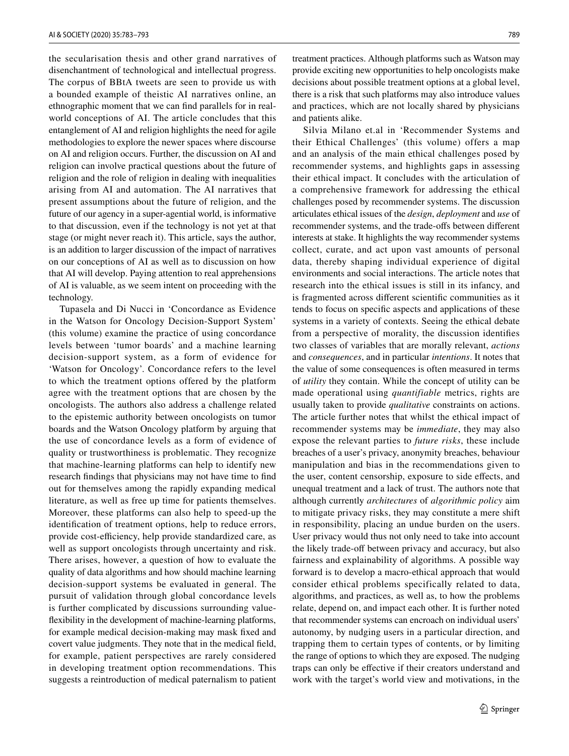the secularisation thesis and other grand narratives of disenchantment of technological and intellectual progress. The corpus of BBtA tweets are seen to provide us with a bounded example of theistic AI narratives online, an ethnographic moment that we can find parallels for in real-world conceptions of AI. The article concludes that this entanglement of AI and religion highlights the need for agile methodologies to explore the newer spaces where discourse on AI and religion occurs. Further, the discussion on AI and religion can involve practical questions about the future of religion and the role of religion in dealing with inequalities arising from AI and automation. The AI narratives that present assumptions about the future of religion, and the future of our agency in a super-agential world, is informative to that discussion, even if the technology is not yet at that stage (or might never reach it). This article, says the author, is an addition to larger discussion of the impact of narratives on our conceptions of AI as well as to discussion on how that AI will develop. Paying attention to real apprehensions of AI is valuable, as we seem intent on proceeding with the technology.

Tupasela and Di Nucci in 'Concordance as Evidence in the Watson for Oncology Decision-Support System' (this volume) examine the practice of using concordance levels between 'tumor boards' and a machine learning decision-support system, as a form of evidence for 'Watson for Oncology'. Concordance refers to the level to which the treatment options offered by the platform agree with the treatment options that are chosen by the oncologists. The authors also address a challenge related to the epistemic authority between oncologists on tumor boards and the Watson Oncology platform by arguing that the use of concordance levels as a form of evidence of quality or trustworthiness is problematic. They recognize that machine-learning platforms can help to identify new research findings that physicians may not have time to find out for themselves among the rapidly expanding medical literature, as well as free up time for patients themselves. Moreover, these platforms can also help to speed-up the identification of treatment options, help to reduce errors, provide cost-efficiency, help provide standardized care, as well as support oncologists through uncertainty and risk. There arises, however, a question of how to evaluate the quality of data algorithms and how should machine learning decision-support systems be evaluated in general. The pursuit of validation through global concordance levels is further complicated by discussions surrounding value-flexibility in the development of machine-learning platforms, for example medical decision-making may mask fixed and covert value judgments. They note that in the medical field, for example, patient perspectives are rarely considered in developing treatment option recommendations. This suggests a reintroduction of medical paternalism to patient treatment practices. Although platforms such as Watson may provide exciting new opportunities to help oncologists make decisions about possible treatment options at a global level, there is a risk that such platforms may also introduce values and practices, which are not locally shared by physicians and patients alike.

Silvia Milano et.al in 'Recommender Systems and their Ethical Challenges' (this volume) offers a map and an analysis of the main ethical challenges posed by recommender systems, and highlights gaps in assessing their ethical impact. It concludes with the articulation of a comprehensive framework for addressing the ethical challenges posed by recommender systems. The discussion articulates ethical issues of the *design*, *deployment* and *use* of recommender systems, and the trade-offs between different interests at stake. It highlights the way recommender systems collect, curate, and act upon vast amounts of personal data, thereby shaping individual experience of digital environments and social interactions. The article notes that research into the ethical issues is still in its infancy, and is fragmented across different scientific communities as it tends to focus on specific aspects and applications of these systems in a variety of contexts. Seeing the ethical debate from a perspective of morality, the discussion identifies two classes of variables that are morally relevant, *actions* and *consequences*, and in particular *intentions*. It notes that the value of some consequences is often measured in terms of *utility* they contain. While the concept of utility can be made operational using *quantifiable* metrics, rights are usually taken to provide *qualitative* constraints on actions. The article further notes that whilst the ethical impact of recommender systems may be *immediate*, they may also expose the relevant parties to *future risks*, these include breaches of a user's privacy, anonymity breaches, behaviour manipulation and bias in the recommendations given to the user, content censorship, exposure to side effects, and unequal treatment and a lack of trust. The authors note that although currently *architectures* of *algorithmic policy* aim to mitigate privacy risks, they may constitute a mere shift in responsibility, placing an undue burden on the users. User privacy would thus not only need to take into account the likely trade-off between privacy and accuracy, but also fairness and explainability of algorithms. A possible way forward is to develop a macro-ethical approach that would consider ethical problems specifically related to data, algorithms, and practices, as well as, to how the problems relate, depend on, and impact each other. It is further noted that recommender systems can encroach on individual users' autonomy, by nudging users in a particular direction, and trapping them to certain types of contents, or by limiting the range of options to which they are exposed. The nudging traps can only be effective if their creators understand and work with the target's world view and motivations, in the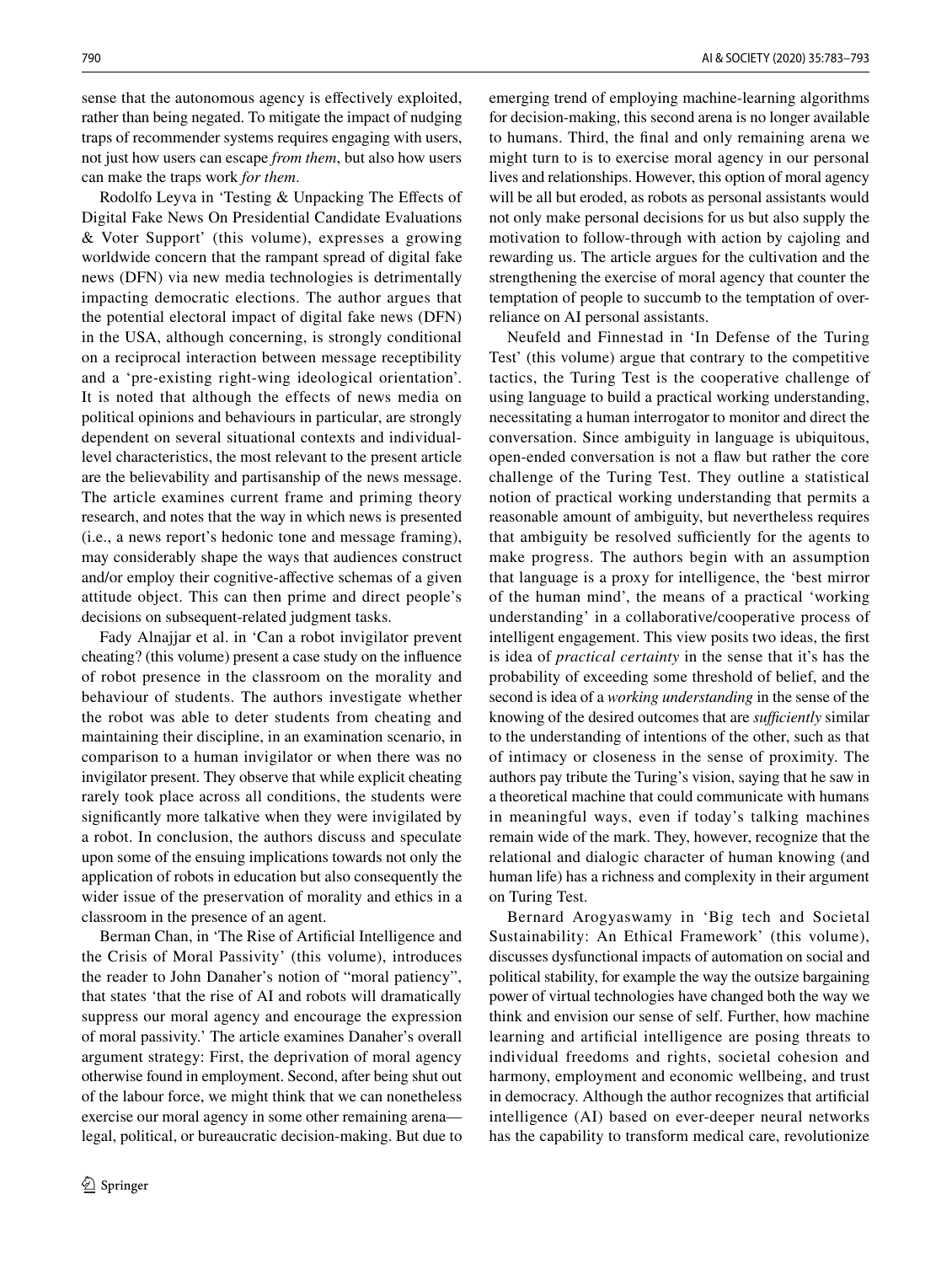sense that the autonomous agency is effectively exploited, rather than being negated. To mitigate the impact of nudging traps of recommender systems requires engaging with users, not just how users can escape *from them*, but also how users can make the traps work *for them*.

Rodolfo Leyva in 'Testing & Unpacking The Effects of Digital Fake News On Presidential Candidate Evaluations & Voter Support' (this volume), expresses a growing worldwide concern that the rampant spread of digital fake news (DFN) via new media technologies is detrimentally impacting democratic elections. The author argues that the potential electoral impact of digital fake news (DFN) in the USA, although concerning, is strongly conditional on a reciprocal interaction between message receptibility and a 'pre-existing right-wing ideological orientation'. It is noted that although the effects of news media on political opinions and behaviours in particular, are strongly dependent on several situational contexts and individual-level characteristics, the most relevant to the present article are the believability and partisanship of the news message. The article examines current frame and priming theory research, and notes that the way in which news is presented (i.e., a news report's hedonic tone and message framing), may considerably shape the ways that audiences construct and/or employ their cognitive-affective schemas of a given attitude object. This can then prime and direct people's decisions on subsequent-related judgment tasks.

Fady Alnajjar et al. in 'Can a robot invigilator prevent cheating? (this volume) present a case study on the influence of robot presence in the classroom on the morality and behaviour of students. The authors investigate whether the robot was able to deter students from cheating and maintaining their discipline, in an examination scenario, in comparison to a human invigilator or when there was no invigilator present. They observe that while explicit cheating rarely took place across all conditions, the students were significantly more talkative when they were invigilated by a robot. In conclusion, the authors discuss and speculate upon some of the ensuing implications towards not only the application of robots in education but also consequently the wider issue of the preservation of morality and ethics in a classroom in the presence of an agent.

Berman Chan, in 'The Rise of Artificial Intelligence and the Crisis of Moral Passivity' (this volume), introduces the reader to John Danaher's notion of "moral patiency", that states 'that the rise of AI and robots will dramatically suppress our moral agency and encourage the expression of moral passivity.' The article examines Danaher's overall argument strategy: First, the deprivation of moral agency otherwise found in employment. Second, after being shut out of the labour force, we might think that we can nonetheless exercise our moral agency in some other remaining arena—legal, political, or bureaucratic decision-making. But due to emerging trend of employing machine-learning algorithms for decision-making, this second arena is no longer available to humans. Third, the final and only remaining arena we might turn to is to exercise moral agency in our personal lives and relationships. However, this option of moral agency will be all but eroded, as robots as personal assistants would not only make personal decisions for us but also supply the motivation to follow-through with action by cajoling and rewarding us. The article argues for the cultivation and the strengthening the exercise of moral agency that counter the temptation of people to succumb to the temptation of over-reliance on AI personal assistants.

Neufeld and Finnestad in 'In Defense of the Turing Test' (this volume) argue that contrary to the competitive tactics, the Turing Test is the cooperative challenge of using language to build a practical working understanding, necessitating a human interrogator to monitor and direct the conversation. Since ambiguity in language is ubiquitous, open-ended conversation is not a flaw but rather the core challenge of the Turing Test. They outline a statistical notion of practical working understanding that permits a reasonable amount of ambiguity, but nevertheless requires that ambiguity be resolved sufficiently for the agents to make progress. The authors begin with an assumption that language is a proxy for intelligence, the 'best mirror of the human mind', the means of a practical 'working understanding' in a collaborative/cooperative process of intelligent engagement. This view posits two ideas, the first is idea of *practical certainty* in the sense that it's has the probability of exceeding some threshold of belief, and the second is idea of a *working understanding* in the sense of the knowing of the desired outcomes that are *sufficiently* similar to the understanding of intentions of the other, such as that of intimacy or closeness in the sense of proximity. The authors pay tribute the Turing's vision, saying that he saw in a theoretical machine that could communicate with humans in meaningful ways, even if today's talking machines remain wide of the mark. They, however, recognize that the relational and dialogic character of human knowing (and human life) has a richness and complexity in their argument on Turing Test.

Bernard Arogyaswamy in 'Big tech and Societal Sustainability: An Ethical Framework' (this volume), discusses dysfunctional impacts of automation on social and political stability, for example the way the outsize bargaining power of virtual technologies have changed both the way we think and envision our sense of self. Further, how machine learning and artificial intelligence are posing threats to individual freedoms and rights, societal cohesion and harmony, employment and economic wellbeing, and trust in democracy. Although the author recognizes that artificial intelligence (AI) based on ever-deeper neural networks has the capability to transform medical care, revolutionize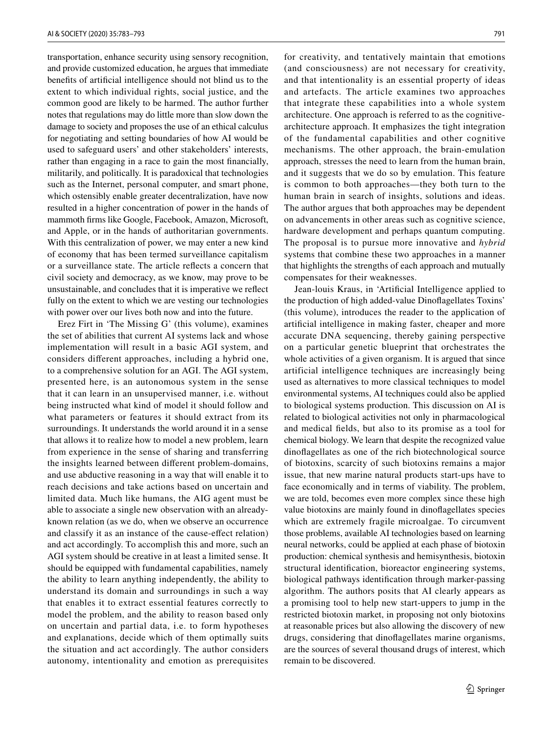transportation, enhance security using sensory recognition, and provide customized education, he argues that immediate benefits of artificial intelligence should not blind us to the extent to which individual rights, social justice, and the common good are likely to be harmed. The author further notes that regulations may do little more than slow down the damage to society and proposes the use of an ethical calculus for negotiating and setting boundaries of how AI would be used to safeguard users' and other stakeholders' interests, rather than engaging in a race to gain the most financially, militarily, and politically. It is paradoxical that technologies such as the Internet, personal computer, and smart phone, which ostensibly enable greater decentralization, have now resulted in a higher concentration of power in the hands of mammoth firms like Google, Facebook, Amazon, Microsoft, and Apple, or in the hands of authoritarian governments. With this centralization of power, we may enter a new kind of economy that has been termed surveillance capitalism or a surveillance state. The article reflects a concern that civil society and democracy, as we know, may prove to be unsustainable, and concludes that it is imperative we reflect fully on the extent to which we are vesting our technologies with power over our lives both now and into the future.

Erez Firt in 'The Missing G' (this volume), examines the set of abilities that current AI systems lack and whose implementation will result in a basic AGI system, and considers different approaches, including a hybrid one, to a comprehensive solution for an AGI. The AGI system, presented here, is an autonomous system in the sense that it can learn in an unsupervised manner, i.e. without being instructed what kind of model it should follow and what parameters or features it should extract from its surroundings. It understands the world around it in a sense that allows it to realize how to model a new problem, learn from experience in the sense of sharing and transferring the insights learned between different problem-domains, and use abductive reasoning in a way that will enable it to reach decisions and take actions based on uncertain and limited data. Much like humans, the AIG agent must be able to associate a single new observation with an already-known relation (as we do, when we observe an occurrence and classify it as an instance of the cause-effect relation) and act accordingly. To accomplish this and more, such an AGI system should be creative in at least a limited sense. It should be equipped with fundamental capabilities, namely the ability to learn anything independently, the ability to understand its domain and surroundings in such a way that enables it to extract essential features correctly to model the problem, and the ability to reason based only on uncertain and partial data, i.e. to form hypotheses and explanations, decide which of them optimally suits the situation and act accordingly. The author considers autonomy, intentionality and emotion as prerequisites for creativity, and tentatively maintain that emotions (and consciousness) are not necessary for creativity, and that intentionality is an essential property of ideas and artefacts. The article examines two approaches that integrate these capabilities into a whole system architecture. One approach is referred to as the cognitive-architecture approach. It emphasizes the tight integration of the fundamental capabilities and other cognitive mechanisms. The other approach, the brain-emulation approach, stresses the need to learn from the human brain, and it suggests that we do so by emulation. This feature is common to both approaches—they both turn to the human brain in search of insights, solutions and ideas. The author argues that both approaches may be dependent on advancements in other areas such as cognitive science, hardware development and perhaps quantum computing. The proposal is to pursue more innovative and *hybrid* systems that combine these two approaches in a manner that highlights the strengths of each approach and mutually compensates for their weaknesses.

Jean-louis Kraus, in 'Artificial Intelligence applied to the production of high added-value Dinoflagellates Toxins' (this volume), introduces the reader to the application of artificial intelligence in making faster, cheaper and more accurate DNA sequencing, thereby gaining perspective on a particular genetic blueprint that orchestrates the whole activities of a given organism. It is argued that since artificial intelligence techniques are increasingly being used as alternatives to more classical techniques to model environmental systems, AI techniques could also be applied to biological systems production. This discussion on AI is related to biological activities not only in pharmacological and medical fields, but also to its promise as a tool for chemical biology. We learn that despite the recognized value dinoflagellates as one of the rich biotechnological source of biotoxins, scarcity of such biotoxins remains a major issue, that new marine natural products start-ups have to face economically and in terms of viability. The problem, we are told, becomes even more complex since these high value biotoxins are mainly found in dinoflagellates species which are extremely fragile microalgae. To circumvent those problems, available AI technologies based on learning neural networks, could be applied at each phase of biotoxin production: chemical synthesis and hemisynthesis, biotoxin structural identification, bioreactor engineering systems, biological pathways identification through marker-passing algorithm. The authors posits that AI clearly appears as a promising tool to help new start-uppers to jump in the restricted biotoxin market, in proposing not only biotoxins at reasonable prices but also allowing the discovery of new drugs, considering that dinoflagellates marine organisms, are the sources of several thousand drugs of interest, which remain to be discovered.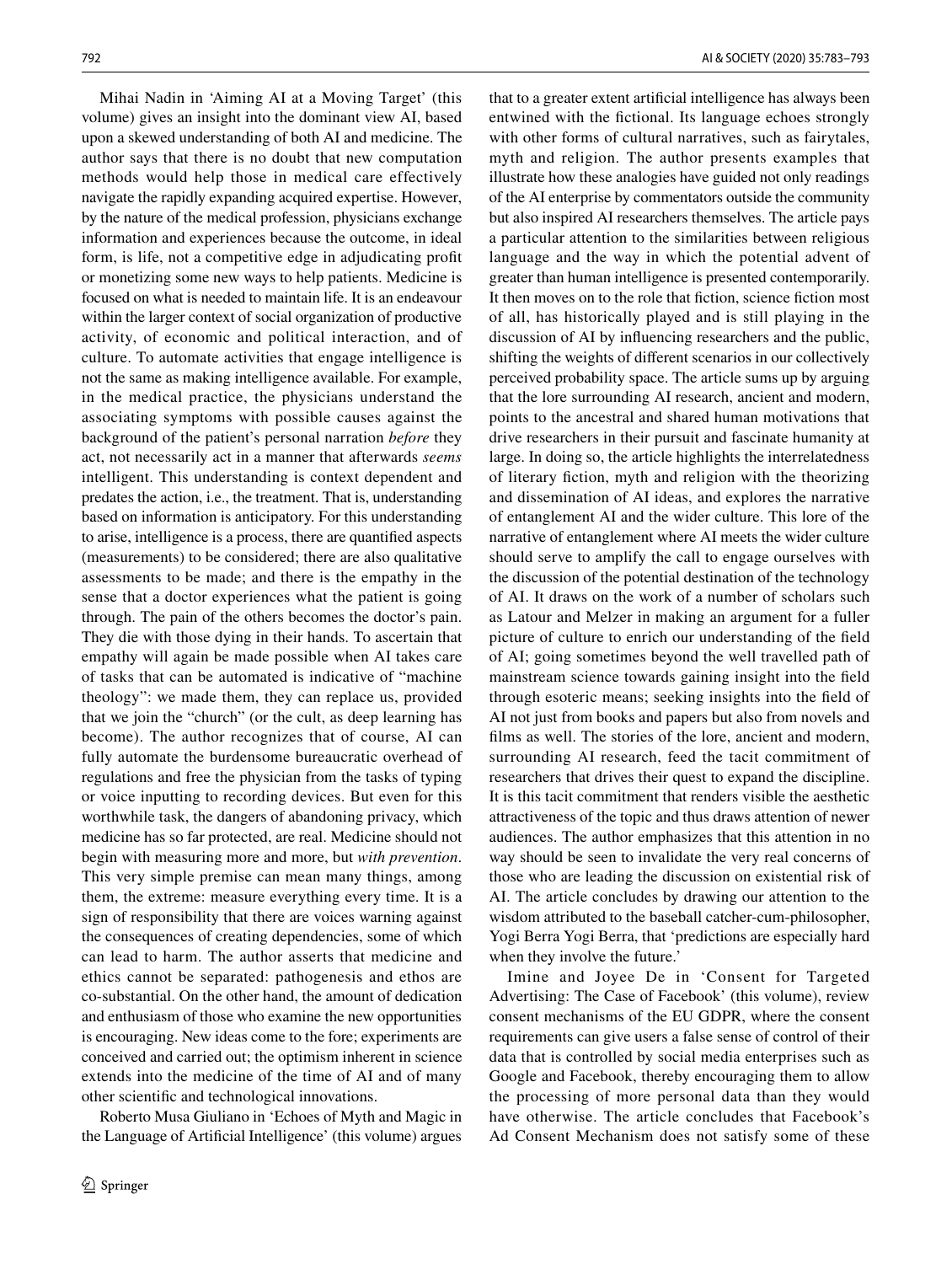Mihai Nadin in 'Aiming AI at a Moving Target' (this volume) gives an insight into the dominant view AI, based upon a skewed understanding of both AI and medicine. The author says that there is no doubt that new computation methods would help those in medical care effectively navigate the rapidly expanding acquired expertise. However, by the nature of the medical profession, physicians exchange information and experiences because the outcome, in ideal form, is life, not a competitive edge in adjudicating profit or monetizing some new ways to help patients. Medicine is focused on what is needed to maintain life. It is an endeavour within the larger context of social organization of productive activity, of economic and political interaction, and of culture. To automate activities that engage intelligence is not the same as making intelligence available. For example, in the medical practice, the physicians understand the associating symptoms with possible causes against the background of the patient's personal narration *before* they act, not necessarily act in a manner that afterwards *seems* intelligent. This understanding is context dependent and predates the action, i.e., the treatment. That is, understanding based on information is anticipatory. For this understanding to arise, intelligence is a process, there are quantified aspects (measurements) to be considered; there are also qualitative assessments to be made; and there is the empathy in the sense that a doctor experiences what the patient is going through. The pain of the others becomes the doctor's pain. They die with those dying in their hands. To ascertain that empathy will again be made possible when AI takes care of tasks that can be automated is indicative of "machine theology": we made them, they can replace us, provided that we join the "church" (or the cult, as deep learning has become). The author recognizes that of course, AI can fully automate the burdensome bureaucratic overhead of regulations and free the physician from the tasks of typing or voice inputting to recording devices. But even for this worthwhile task, the dangers of abandoning privacy, which medicine has so far protected, are real. Medicine should not begin with measuring more and more, but *with prevention*. This very simple premise can mean many things, among them, the extreme: measure everything every time. It is a sign of responsibility that there are voices warning against the consequences of creating dependencies, some of which can lead to harm. The author asserts that medicine and ethics cannot be separated: pathogenesis and ethos are co-substantial. On the other hand, the amount of dedication and enthusiasm of those who examine the new opportunities is encouraging. New ideas come to the fore; experiments are conceived and carried out; the optimism inherent in science extends into the medicine of the time of AI and of many other scientific and technological innovations.

Roberto Musa Giuliano in 'Echoes of Myth and Magic in the Language of Artificial Intelligence' (this volume) argues that to a greater extent artificial intelligence has always been entwined with the fictional. Its language echoes strongly with other forms of cultural narratives, such as fairytales, myth and religion. The author presents examples that illustrate how these analogies have guided not only readings of the AI enterprise by commentators outside the community but also inspired AI researchers themselves. The article pays a particular attention to the similarities between religious language and the way in which the potential advent of greater than human intelligence is presented contemporarily. It then moves on to the role that fiction, science fiction most of all, has historically played and is still playing in the discussion of AI by influencing researchers and the public, shifting the weights of different scenarios in our collectively perceived probability space. The article sums up by arguing that the lore surrounding AI research, ancient and modern, points to the ancestral and shared human motivations that drive researchers in their pursuit and fascinate humanity at large. In doing so, the article highlights the interrelatedness of literary fiction, myth and religion with the theorizing and dissemination of AI ideas, and explores the narrative of entanglement AI and the wider culture. This lore of the narrative of entanglement where AI meets the wider culture should serve to amplify the call to engage ourselves with the discussion of the potential destination of the technology of AI. It draws on the work of a number of scholars such as Latour and Melzer in making an argument for a fuller picture of culture to enrich our understanding of the field of AI; going sometimes beyond the well travelled path of mainstream science towards gaining insight into the field through esoteric means; seeking insights into the field of AI not just from books and papers but also from novels and films as well. The stories of the lore, ancient and modern, surrounding AI research, feed the tacit commitment of researchers that drives their quest to expand the discipline. It is this tacit commitment that renders visible the aesthetic attractiveness of the topic and thus draws attention of newer audiences. The author emphasizes that this attention in no way should be seen to invalidate the very real concerns of those who are leading the discussion on existential risk of AI. The article concludes by drawing our attention to the wisdom attributed to the baseball catcher-cum-philosopher, Yogi Berra Yogi Berra, that 'predictions are especially hard when they involve the future.'

Imine and Joyee De in 'Consent for Targeted Advertising: The Case of Facebook' (this volume), review consent mechanisms of the EU GDPR, where the consent requirements can give users a false sense of control of their data that is controlled by social media enterprises such as Google and Facebook, thereby encouraging them to allow the processing of more personal data than they would have otherwise. The article concludes that Facebook's Ad Consent Mechanism does not satisfy some of these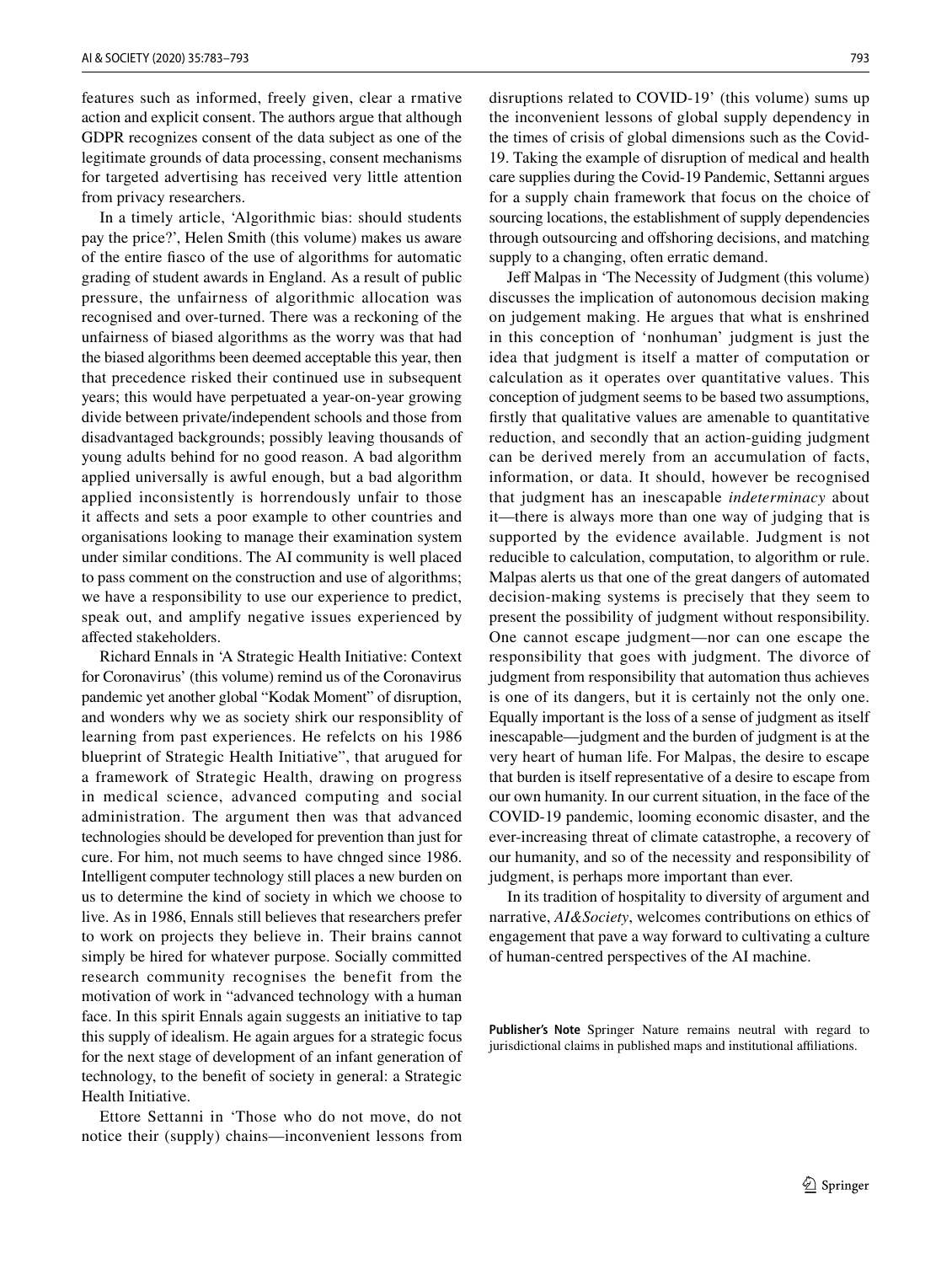features such as informed, freely given, clear a rmative action and explicit consent. The authors argue that although GDPR recognizes consent of the data subject as one of the legitimate grounds of data processing, consent mechanisms for targeted advertising has received very little attention from privacy researchers.

In a timely article, 'Algorithmic bias: should students pay the price?', Helen Smith (this volume) makes us aware of the entire fiasco of the use of algorithms for automatic grading of student awards in England. As a result of public pressure, the unfairness of algorithmic allocation was recognised and over-turned. There was a reckoning of the unfairness of biased algorithms as the worry was that had the biased algorithms been deemed acceptable this year, then that precedence risked their continued use in subsequent years; this would have perpetuated a year-on-year growing divide between private/independent schools and those from disadvantaged backgrounds; possibly leaving thousands of young adults behind for no good reason. A bad algorithm applied universally is awful enough, but a bad algorithm applied inconsistently is horrendously unfair to those it affects and sets a poor example to other countries and organisations looking to manage their examination system under similar conditions. The AI community is well placed to pass comment on the construction and use of algorithms; we have a responsibility to use our experience to predict, speak out, and amplify negative issues experienced by affected stakeholders.

Richard Ennals in 'A Strategic Health Initiative: Context for Coronavirus' (this volume) remind us of the Coronavirus pandemic yet another global "Kodak Moment" of disruption, and wonders why we as society shirk our responsiblity of learning from past experiences. He refelcts on his 1986 blueprint of Strategic Health Initiative", that arugued for a framework of Strategic Health, drawing on progress in medical science, advanced computing and social administration. The argument then was that advanced technologies should be developed for prevention than just for cure. For him, not much seems to have chnged since 1986. Intelligent computer technology still places a new burden on us to determine the kind of society in which we choose to live. As in 1986, Ennals still believes that researchers prefer to work on projects they believe in. Their brains cannot simply be hired for whatever purpose. Socially committed research community recognises the benefit from the motivation of work in "advanced technology with a human face. In this spirit Ennals again suggests an initiative to tap this supply of idealism. He again argues for a strategic focus for the next stage of development of an infant generation of technology, to the benefit of society in general: a Strategic Health Initiative.

Ettore Settanni in 'Those who do not move, do not notice their (supply) chains—inconvenient lessons from disruptions related to COVID-19' (this volume) sums up the inconvenient lessons of global supply dependency in the times of crisis of global dimensions such as the Covid-19. Taking the example of disruption of medical and health care supplies during the Covid-19 Pandemic, Settanni argues for a supply chain framework that focus on the choice of sourcing locations, the establishment of supply dependencies through outsourcing and offshoring decisions, and matching supply to a changing, often erratic demand.

Jeff Malpas in 'The Necessity of Judgment (this volume) discusses the implication of autonomous decision making on judgement making. He argues that what is enshrined in this conception of 'nonhuman' judgment is just the idea that judgment is itself a matter of computation or calculation as it operates over quantitative values. This conception of judgment seems to be based two assumptions, firstly that qualitative values are amenable to quantitative reduction, and secondly that an action-guiding judgment can be derived merely from an accumulation of facts, information, or data. It should, however be recognised that judgment has an inescapable *indeterminacy* about it—there is always more than one way of judging that is supported by the evidence available. Judgment is not reducible to calculation, computation, to algorithm or rule. Malpas alerts us that one of the great dangers of automated decision-making systems is precisely that they seem to present the possibility of judgment without responsibility. One cannot escape judgment—nor can one escape the responsibility that goes with judgment. The divorce of judgment from responsibility that automation thus achieves is one of its dangers, but it is certainly not the only one. Equally important is the loss of a sense of judgment as itself inescapable—judgment and the burden of judgment is at the very heart of human life. For Malpas, the desire to escape that burden is itself representative of a desire to escape from our own humanity. In our current situation, in the face of the COVID-19 pandemic, looming economic disaster, and the ever-increasing threat of climate catastrophe, a recovery of our humanity, and so of the necessity and responsibility of judgment, is perhaps more important than ever.

In its tradition of hospitality to diversity of argument and narrative, *AI&Society*, welcomes contributions on ethics of engagement that pave a way forward to cultivating a culture of human-centred perspectives of the AI machine.

**Publisher's Note** Springer Nature remains neutral with regard to jurisdictional claims in published maps and institutional affiliations.